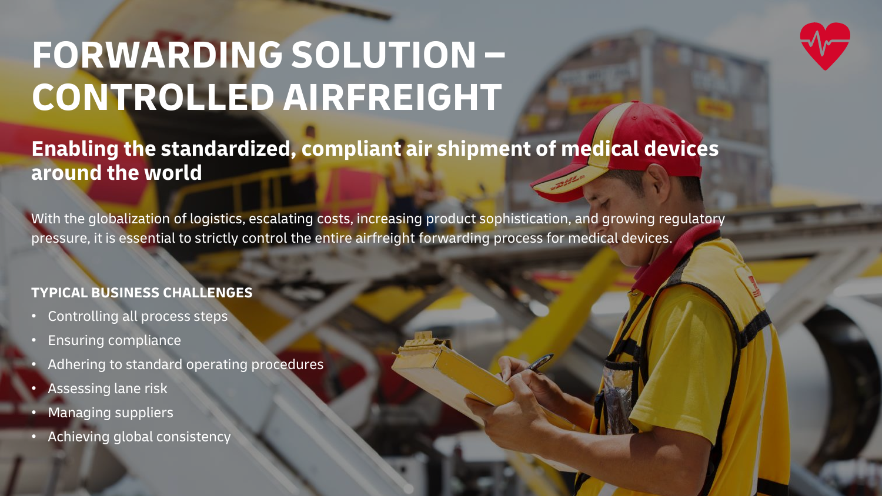# FORWARDING SOLUTION – CONTROLLED AIRFREIGHT

## Enabling the standardized, compliant air shipment of medical devices around the world

With the globalization of logistics, escalating costs, increasing product sophistication, and growing regulatory pressure, it is essential to strictly control the entire airfreight forwarding process for medical devices.

### TYPICAL BUSINESS CHALLENGES

- Controlling all process steps
- Ensuring compliance
- Adhering to standard operating procedures
- Assessing lane risk
- Managing suppliers
- Achieving global consistency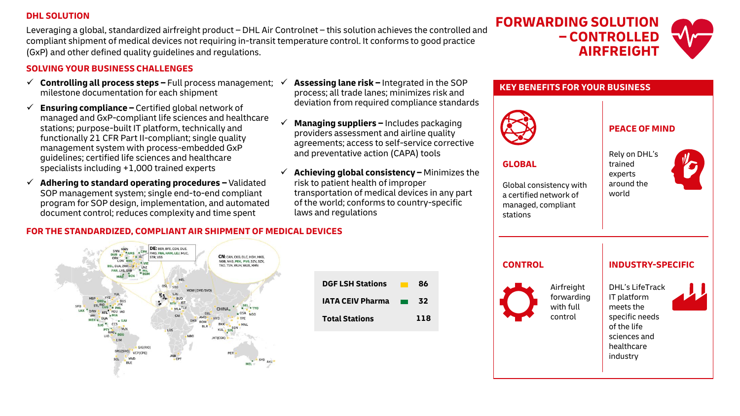# FORWARDING SOLUTION – CONTROLLED AIRFREIGHT

## DHL SOLUTION

Leveraging a global, standardized airfreight product – DHL Air Controlnet – this solution achieves the controlled and compliant shipment of medical devices not requiring in-transit temperature control. It conforms to good practice (GxP) and other defined quality guidelines and regulations.

## SOLVING YOUR BUSINESS CHALLENGES

- ✓ **Controlling all process steps –** Full process management; milestone documentation for each shipment
- ✓ **Ensuring compliance –** Certified global network of managed and GxP-compliant life sciences and healthcare stations; purpose-built IT platform, technically and functionally 21 CFR Part II-compliant; single quality management system with process-embedded GxP guidelines; certified life sciences and healthcare specialists including +1,000 trained experts
- ✓ **Adhering to standard operating procedures –** Validated SOP management system; single end-to-end compliant program for SOP design, implementation, and automated document control; reduces complexity and time spent
- ✓ **Assessing lane risk –** Integrated in the SOP process; all trade lanes; minimizes risk and deviation from required compliance standards
- ✓ **Managing suppliers –** Includes packaging providers assessment and airline quality agreements; access to self-service corrective and preventative action (CAPA) tools
- ✓ **Achieving global consistency –** Minimizes the risk to patient health of improper transportation of medical devices in any part of the world; conforms to country-specific laws and regulations

## FOR THE STANDARDIZED, COMPLIANT AIR SHIPMENT OF MEDICAL DEVICES

DE: BER, BFE, CGN, DUS, FMO, FRA, HAM, LEJ, MUC, STR, VSS

CN: CAN, CKG, DLC, HGH, HKG, NGB, NKG, PEK, PVG, SZV, SZX, TAO, TSN, WUH, WUX, XMN

| | | |
|---|---|---|
| DGF LSH Stations | | 86 |
| IATA CEIV Pharma | | 32 |
| Total Stations | | 118 |

## KEY BENEFITS FOR YOUR BUSINESS

### GLOBAL

Global consistency with a certified network of managed, compliant stations

### PEACE OF MIND

Rely on DHL's trained experts around the world

### CONTROL

Airfreight forwarding with full control

### INDUSTRY-SPECIFIC

DHL's LifeTrack IT platform meets the specific needs of the life sciences and healthcare industry